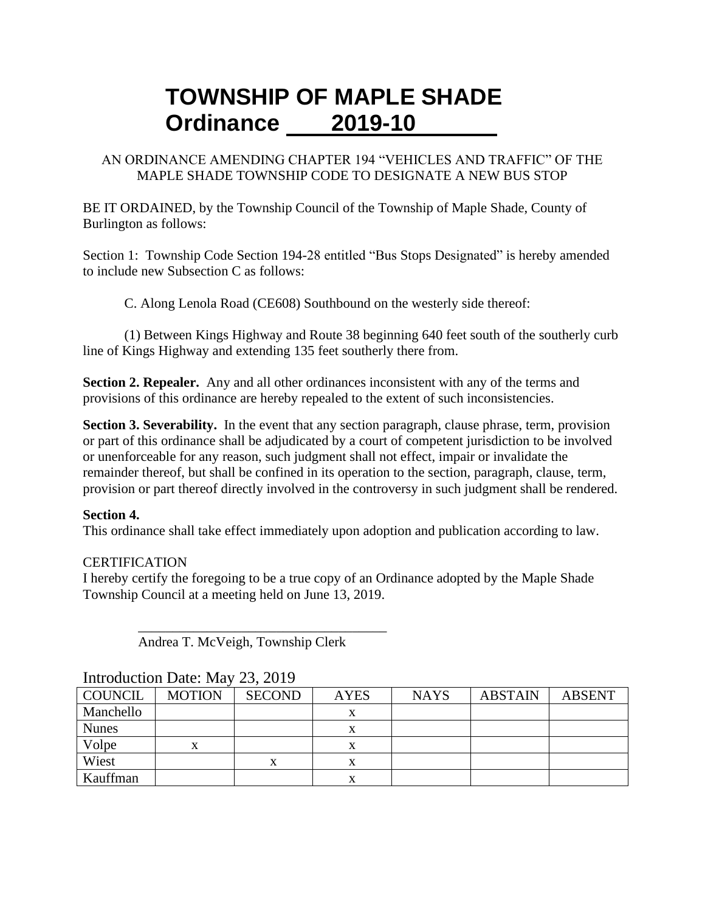# TOWNSHIP OF MAPLE SHADE
# Ordinance 2019-10

AN ORDINANCE AMENDING CHAPTER 194 "VEHICLES AND TRAFFIC" OF THE MAPLE SHADE TOWNSHIP CODE TO DESIGNATE A NEW BUS STOP

BE IT ORDAINED, by the Township Council of the Township of Maple Shade, County of Burlington as follows:

Section 1: Township Code Section 194-28 entitled "Bus Stops Designated" is hereby amended to include new Subsection C as follows:

C. Along Lenola Road (CE608) Southbound on the westerly side thereof:

(1) Between Kings Highway and Route 38 beginning 640 feet south of the southerly curb line of Kings Highway and extending 135 feet southerly there from.

**Section 2. Repealer.** Any and all other ordinances inconsistent with any of the terms and provisions of this ordinance are hereby repealed to the extent of such inconsistencies.

**Section 3. Severability.** In the event that any section paragraph, clause phrase, term, provision or part of this ordinance shall be adjudicated by a court of competent jurisdiction to be involved or unenforceable for any reason, such judgment shall not effect, impair or invalidate the remainder thereof, but shall be confined in its operation to the section, paragraph, clause, term, provision or part thereof directly involved in the controversy in such judgment shall be rendered.

**Section 4.**
This ordinance shall take effect immediately upon adoption and publication according to law.

CERTIFICATION
I hereby certify the foregoing to be a true copy of an Ordinance adopted by the Maple Shade Township Council at a meeting held on June 13, 2019.

\_\_\_\_\_\_\_\_\_\_\_\_\_\_\_\_\_\_\_\_\_\_\_\_\_\_\_\_\_\_\_\_\_\_\_\_
Andrea T. McVeigh, Township Clerk

Introduction Date: May 23, 2019

| COUNCIL | MOTION | SECOND | AYES | NAYS | ABSTAIN | ABSENT |
|---|---|---|---|---|---|---|
| Manchello | | | x | | | |
| Nunes | | | x | | | |
| Volpe | x | | x | | | |
| Wiest | | x | x | | | |
| Kauffman | | | x | | | |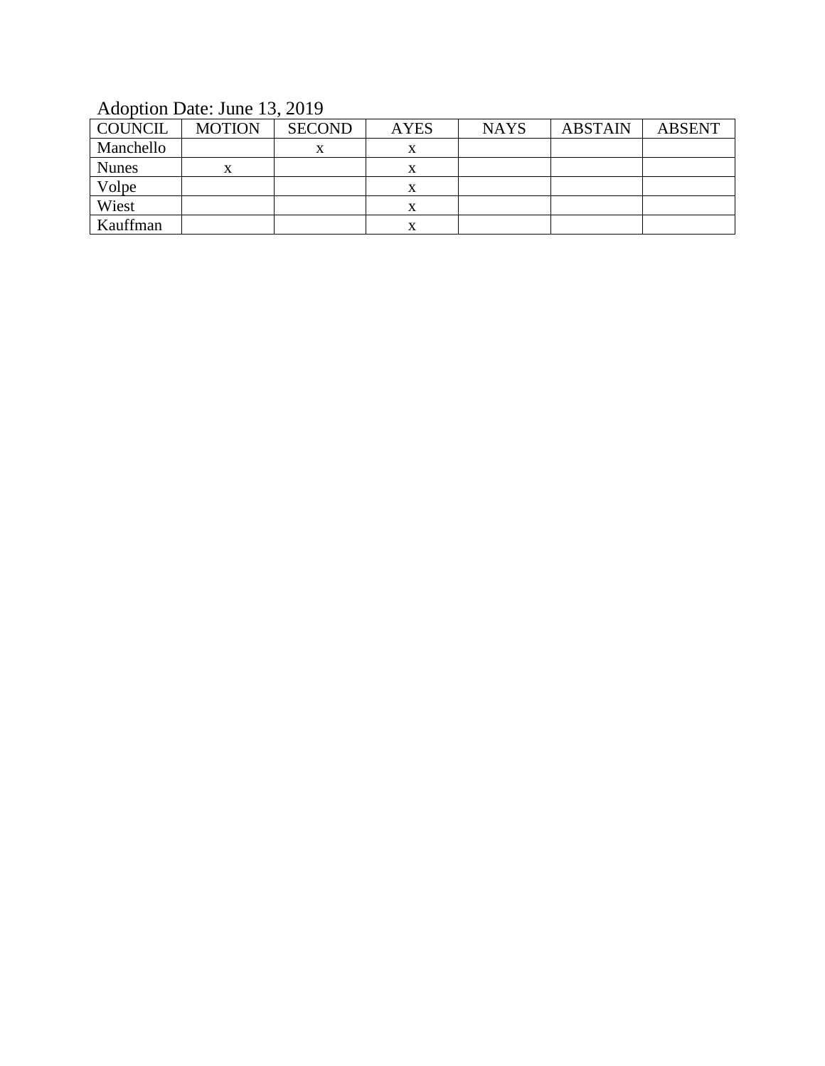Adoption Date: June 13, 2019

| COUNCIL | MOTION | SECOND | AYES | NAYS | ABSTAIN | ABSENT |
|---|---|---|---|---|---|---|
| Manchello | | x | x | | | |
| Nunes | x | | x | | | |
| Volpe | | | x | | | |
| Wiest | | | x | | | |
| Kauffman | | | x | | | |